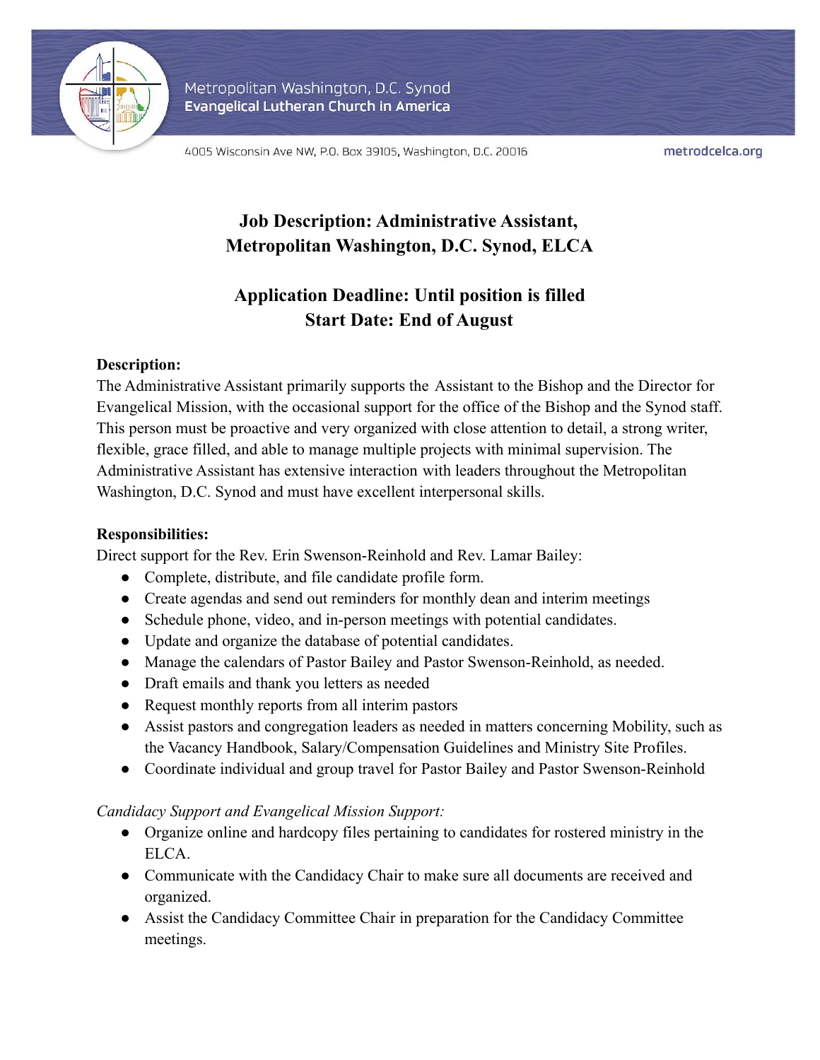Metropolitan Washington, D.C. Synod
Evangelical Lutheran Church in America

4005 Wisconsin Ave NW, P.O. Box 39105, Washington, D.C. 20016

metrodcelca.org

# Job Description: Administrative Assistant, Metropolitan Washington, D.C. Synod, ELCA

## Application Deadline: Until position is filled
## Start Date: End of August

**Description:**
The Administrative Assistant primarily supports the Assistant to the Bishop and the Director for Evangelical Mission, with the occasional support for the office of the Bishop and the Synod staff. This person must be proactive and very organized with close attention to detail, a strong writer, flexible, grace filled, and able to manage multiple projects with minimal supervision. The Administrative Assistant has extensive interaction with leaders throughout the Metropolitan Washington, D.C. Synod and must have excellent interpersonal skills.

**Responsibilities:**
Direct support for the Rev. Erin Swenson-Reinhold and Rev. Lamar Bailey:

- Complete, distribute, and file candidate profile form.
- Create agendas and send out reminders for monthly dean and interim meetings
- Schedule phone, video, and in-person meetings with potential candidates.
- Update and organize the database of potential candidates.
- Manage the calendars of Pastor Bailey and Pastor Swenson-Reinhold, as needed.
- Draft emails and thank you letters as needed
- Request monthly reports from all interim pastors
- Assist pastors and congregation leaders as needed in matters concerning Mobility, such as the Vacancy Handbook, Salary/Compensation Guidelines and Ministry Site Profiles.
- Coordinate individual and group travel for Pastor Bailey and Pastor Swenson-Reinhold

*Candidacy Support and Evangelical Mission Support:*

- Organize online and hardcopy files pertaining to candidates for rostered ministry in the ELCA.
- Communicate with the Candidacy Chair to make sure all documents are received and organized.
- Assist the Candidacy Committee Chair in preparation for the Candidacy Committee meetings.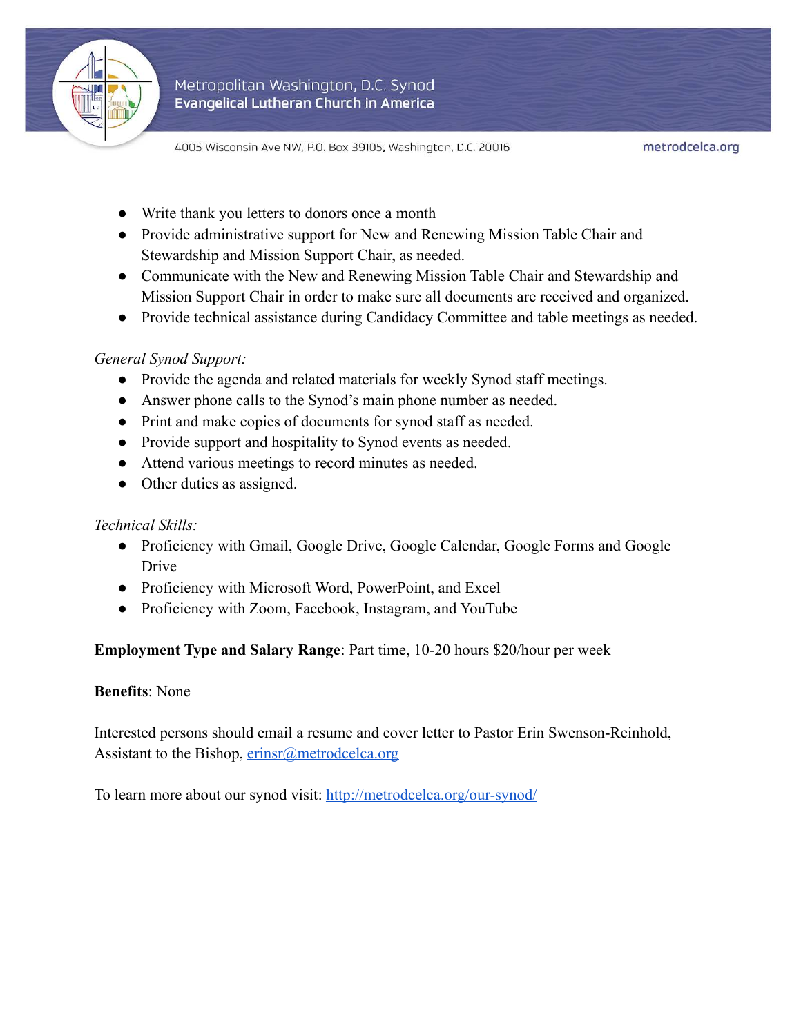- Write thank you letters to donors once a month
- Provide administrative support for New and Renewing Mission Table Chair and Stewardship and Mission Support Chair, as needed.
- Communicate with the New and Renewing Mission Table Chair and Stewardship and Mission Support Chair in order to make sure all documents are received and organized.
- Provide technical assistance during Candidacy Committee and table meetings as needed.

*General Synod Support:*

- Provide the agenda and related materials for weekly Synod staff meetings.
- Answer phone calls to the Synod's main phone number as needed.
- Print and make copies of documents for synod staff as needed.
- Provide support and hospitality to Synod events as needed.
- Attend various meetings to record minutes as needed.
- Other duties as assigned.

*Technical Skills:*

- Proficiency with Gmail, Google Drive, Google Calendar, Google Forms and Google Drive
- Proficiency with Microsoft Word, PowerPoint, and Excel
- Proficiency with Zoom, Facebook, Instagram, and YouTube

**Employment Type and Salary Range**: Part time, 10-20 hours $20/hour per week

**Benefits**: None

Interested persons should email a resume and cover letter to Pastor Erin Swenson-Reinhold, Assistant to the Bishop, [erinsr@metrodcelca.org](mailto:erinsr@metrodcelca.org)

To learn more about our synod visit: [http://metrodcelca.org/our-synod/](http://metrodcelca.org/our-synod/)